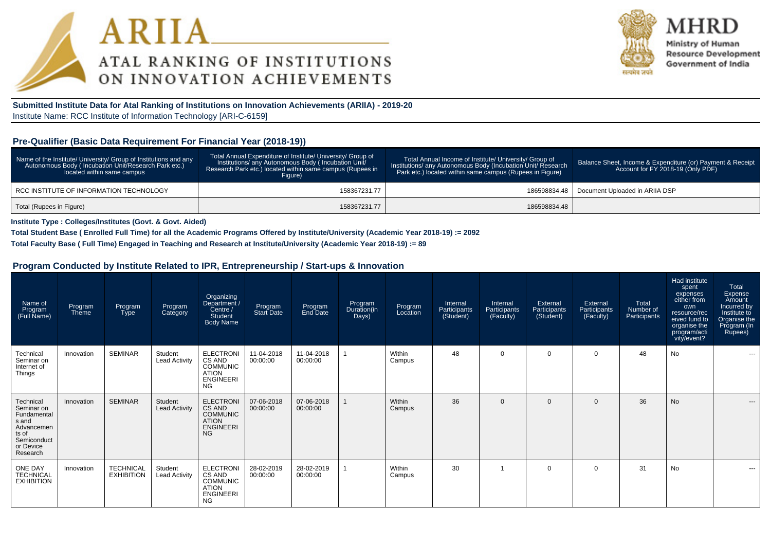# ARIIA

## ATAL RANKING OF INSTITUTIONS ON INNOVATION ACHIEVEMENTS

**MHRD**
Ministry of Human Resource Development
Government of India

**Submitted Institute Data for Atal Ranking of Institutions on Innovation Achievements (ARIIA) - 2019-20**
Institute Name: RCC Institute of Information Technology [ARI-C-6159]

## Pre-Qualifier (Basic Data Requirement For Financial Year (2018-19))

| Name of the Institute/ University/ Group of Institutions and any Autonomous Body ( Incubation Unit/Research Park etc.) located within same campus | Total Annual Expenditure of Institute/ University/ Group of Institutions/ any Autonomous Body ( Incubation Unit/ Research Park etc.) located within same campus (Rupees in Figure) | Total Annual Income of Institute/ University/ Group of Institutions/ any Autonomous Body (Incubation Unit/ Research Park etc.) located within same campus (Rupees in Figure) | Balance Sheet, Income & Expenditure (or) Payment & Receipt Account for FY 2018-19 (Only PDF) |
|---|---|---|---|
| RCC INSTITUTE OF INFORMATION TECHNOLOGY | 158367231.77 | 186598834.48 | Document Uploaded in ARIIA DSP |
| Total (Rupees in Figure) | 158367231.77 | 186598834.48 | |

**Institute Type : Colleges/Institutes (Govt. & Govt. Aided)**

**Total Student Base ( Enrolled Full Time) for all the Academic Programs Offered by Institute/University (Academic Year 2018-19) := 2092**

**Total Faculty Base ( Full Time) Engaged in Teaching and Research at Institute/University (Academic Year 2018-19) := 89**

## Program Conducted by Institute Related to IPR, Entrepreneurship / Start-ups & Innovation

| Name of Program (Full Name) | Program Theme | Program Type | Program Category | Organizing Department / Centre / Student Body Name | Program Start Date | Program End Date | Program Duration(in Days) | Program Location | Internal Participants (Student) | Internal Participants (Faculty) | External Participants (Student) | External Participants (Faculty) | Total Number of Participants | Had institute spent expenses either from own resource/received fund to organise the program/activity/event? | Total Expense Amount Incurred by Institute to Organise the Program (In Rupees) |
|---|---|---|---|---|---|---|---|---|---|---|---|---|---|---|---|
| Technical Seminar on Internet of Things | Innovation | SEMINAR | Student Lead Activity | ELECTRONICS AND COMMUNICATION ENGINEERING | 11-04-2018 00:00:00 | 11-04-2018 00:00:00 | 1 | Within Campus | 48 | 0 | 0 | 0 | 48 | No | --- |
| Technical Seminar on Fundamentals and Advancements of Semiconductor Device Research | Innovation | SEMINAR | Student Lead Activity | ELECTRONICS AND COMMUNICATION ENGINEERING | 07-06-2018 00:00:00 | 07-06-2018 00:00:00 | 1 | Within Campus | 36 | 0 | 0 | 0 | 36 | No | --- |
| ONE DAY TECHNICAL EXHIBITION | Innovation | TECHNICAL EXHIBITION | Student Lead Activity | ELECTRONICS AND COMMUNICATION ENGINEERING | 28-02-2019 00:00:00 | 28-02-2019 00:00:00 | 1 | Within Campus | 30 | 1 | 0 | 0 | 31 | No | --- |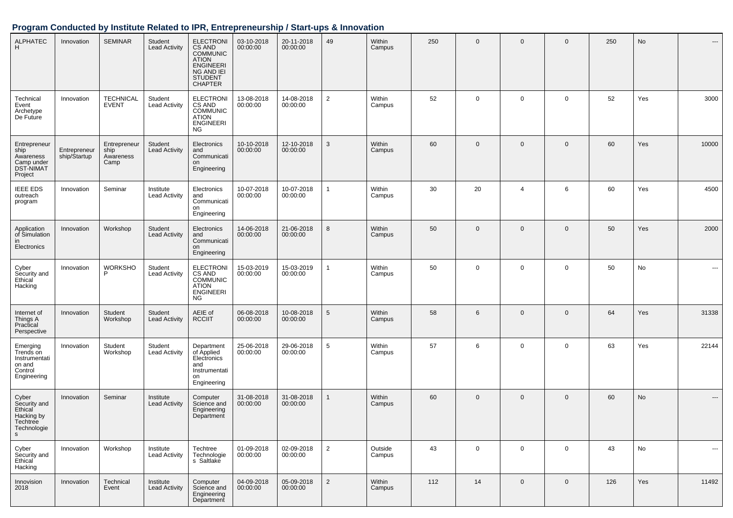## Program Conducted by Institute Related to IPR, Entrepreneurship / Start-ups & Innovation

| | | | | | | | | | | | | | | | |
|---|---|---|---|---|---|---|---|---|---|---|---|---|---|---|---|
| ALPHATECH | Innovation | SEMINAR | Student Lead Activity | ELECTRONICS AND COMMUNICATION ENGINEERING AND IEI STUDENT CHAPTER | 03-10-2018 00:00:00 | 20-11-2018 00:00:00 | 49 | Within Campus | 250 | 0 | 0 | 0 | 250 | No | --- |
| Technical Event Archetype De Future | Innovation | TECHNICAL EVENT | Student Lead Activity | ELECTRONICS AND COMMUNICATION ENGINEERING | 13-08-2018 00:00:00 | 14-08-2018 00:00:00 | 2 | Within Campus | 52 | 0 | 0 | 0 | 52 | Yes | 3000 |
| Entrepreneurship Awareness Camp under DST-NIMAT Project | Entrepreneurship/Startup | Entrepreneurship Awareness Camp | Student Lead Activity | Electronics and Communication Engineering | 10-10-2018 00:00:00 | 12-10-2018 00:00:00 | 3 | Within Campus | 60 | 0 | 0 | 0 | 60 | Yes | 10000 |
| IEEE EDS outreach program | Innovation | Seminar | Institute Lead Activity | Electronics and Communication Engineering | 10-07-2018 00:00:00 | 10-07-2018 00:00:00 | 1 | Within Campus | 30 | 20 | 4 | 6 | 60 | Yes | 4500 |
| Application of Simulation in Electronics | Innovation | Workshop | Student Lead Activity | Electronics and Communication Engineering | 14-06-2018 00:00:00 | 21-06-2018 00:00:00 | 8 | Within Campus | 50 | 0 | 0 | 0 | 50 | Yes | 2000 |
| Cyber Security and Ethical Hacking | Innovation | WORKSHOP | Student Lead Activity | ELECTRONICS AND COMMUNICATION ENGINEERING | 15-03-2019 00:00:00 | 15-03-2019 00:00:00 | 1 | Within Campus | 50 | 0 | 0 | 0 | 50 | No | --- |
| Internet of Things A Practical Perspective | Innovation | Student Workshop | Student Lead Activity | AEIE of RCCIIT | 06-08-2018 00:00:00 | 10-08-2018 00:00:00 | 5 | Within Campus | 58 | 6 | 0 | 0 | 64 | Yes | 31338 |
| Emerging Trends on Instrumentation and Control Engineering | Innovation | Student Workshop | Student Lead Activity | Department of Applied Electronics and Instrumentation Engineering | 25-06-2018 00:00:00 | 29-06-2018 00:00:00 | 5 | Within Campus | 57 | 6 | 0 | 0 | 63 | Yes | 22144 |
| Cyber Security and Ethical Hacking by Techtree Technologies | Innovation | Seminar | Institute Lead Activity | Computer Science and Engineering Department | 31-08-2018 00:00:00 | 31-08-2018 00:00:00 | 1 | Within Campus | 60 | 0 | 0 | 0 | 60 | No | --- |
| Cyber Security and Ethical Hacking | Innovation | Workshop | Institute Lead Activity | Techtree Technologies Saltlake | 01-09-2018 00:00:00 | 02-09-2018 00:00:00 | 2 | Outside Campus | 43 | 0 | 0 | 0 | 43 | No | --- |
| Innovision 2018 | Innovation | Technical Event | Institute Lead Activity | Computer Science and Engineering Department | 04-09-2018 00:00:00 | 05-09-2018 00:00:00 | 2 | Within Campus | 112 | 14 | 0 | 0 | 126 | Yes | 11492 |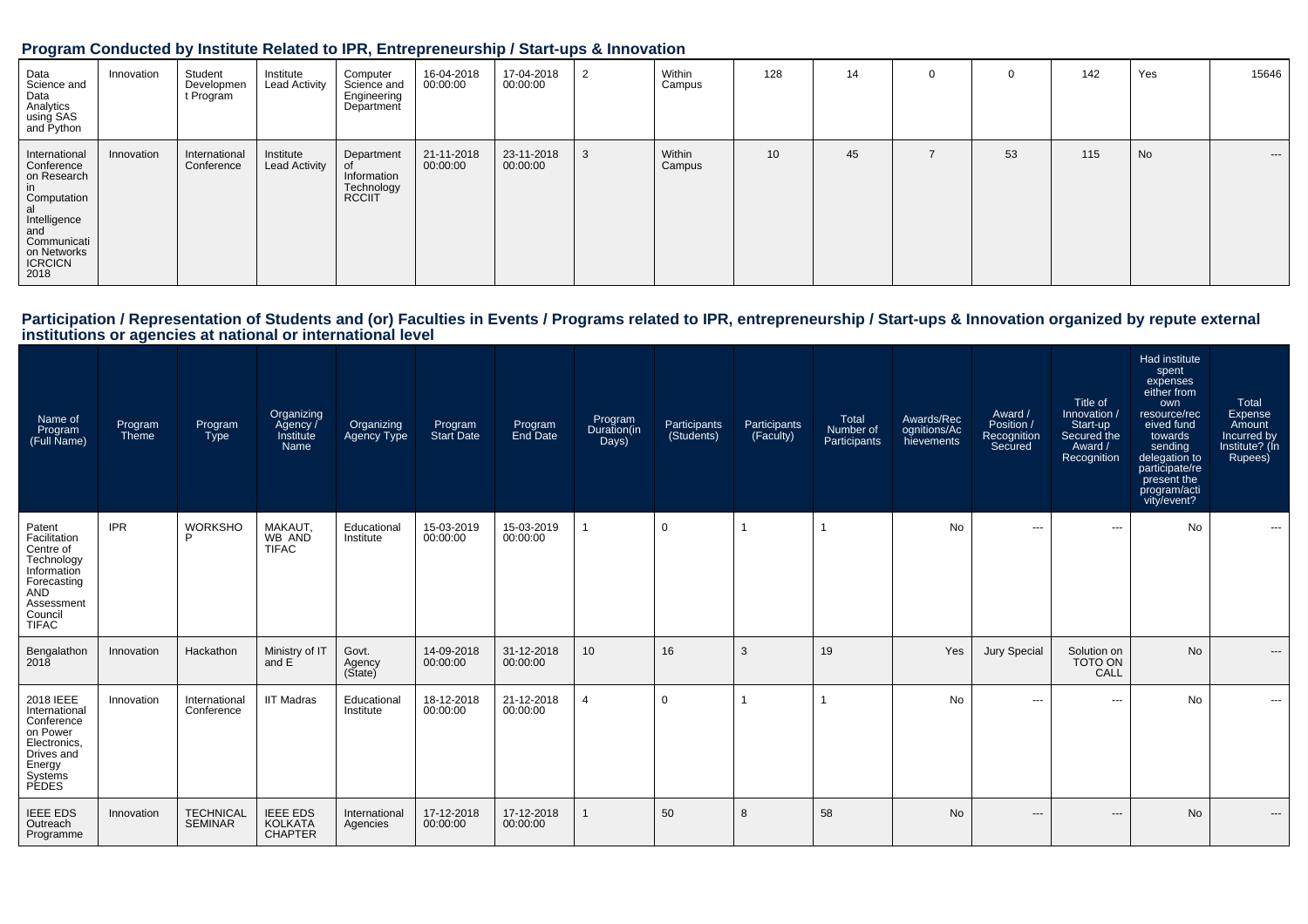## Program Conducted by Institute Related to IPR, Entrepreneurship / Start-ups & Innovation

| | | | | | | | | | | | | | | | |
|---|---|---|---|---|---|---|---|---|---|---|---|---|---|---|---|
| Data Science and Data Analytics using SAS and Python | Innovation | Student Development Program | Institute Lead Activity | Computer Science and Engineering Department | 16-04-2018 00:00:00 | 17-04-2018 00:00:00 | 2 | Within Campus | 128 | 14 | 0 | 0 | 142 | Yes | 15646 |
| International Conference on Research in Computational Intelligence and Communication Networks ICRCICN 2018 | Innovation | International Conference | Institute Lead Activity | Department of Information Technology RCCIIT | 21-11-2018 00:00:00 | 23-11-2018 00:00:00 | 3 | Within Campus | 10 | 45 | 7 | 53 | 115 | No | --- |

## Participation / Representation of Students and (or) Faculties in Events / Programs related to IPR, entrepreneurship / Start-ups & Innovation organized by repute external institutions or agencies at national or international level

| Name of Program (Full Name) | Program Theme | Program Type | Organizing Agency / Institute Name | Organizing Agency Type | Program Start Date | Program End Date | Program Duration(in Days) | Participants (Students) | Participants (Faculty) | Total Number of Participants | Awards/Recognitions/Achievements | Award / Position / Recognition Secured | Title of Innovation / Start-up Secured the Award / Recognition | Had institute spent expenses either from own resource/received fund towards sending delegation to participate/represent the program/activity/event? | Total Expense Amount Incurred by Institute? (In Rupees) |
|---|---|---|---|---|---|---|---|---|---|---|---|---|---|---|---|
| Patent Facilitation Centre of Technology Information Forecasting AND Assessment Council TIFAC | IPR | WORKSHOP | MAKAUT, WB AND TIFAC | Educational Institute | 15-03-2019 00:00:00 | 15-03-2019 00:00:00 | 1 | 0 | 1 | 1 | No | --- | --- | No | --- |
| Bengalathon 2018 | Innovation | Hackathon | Ministry of IT and E | Govt. Agency (State) | 14-09-2018 00:00:00 | 31-12-2018 00:00:00 | 10 | 16 | 3 | 19 | Yes | Jury Special | Solution on TOTO ON CALL | No | --- |
| 2018 IEEE International Conference on Power Electronics, Drives and Energy Systems PEDES | Innovation | International Conference | IIT Madras | Educational Institute | 18-12-2018 00:00:00 | 21-12-2018 00:00:00 | 4 | 0 | 1 | 1 | No | --- | --- | No | --- |
| IEEE EDS Outreach Programme | Innovation | TECHNICAL SEMINAR | IEEE EDS KOLKATA CHAPTER | International Agencies | 17-12-2018 00:00:00 | 17-12-2018 00:00:00 | 1 | 50 | 8 | 58 | No | --- | --- | No | --- |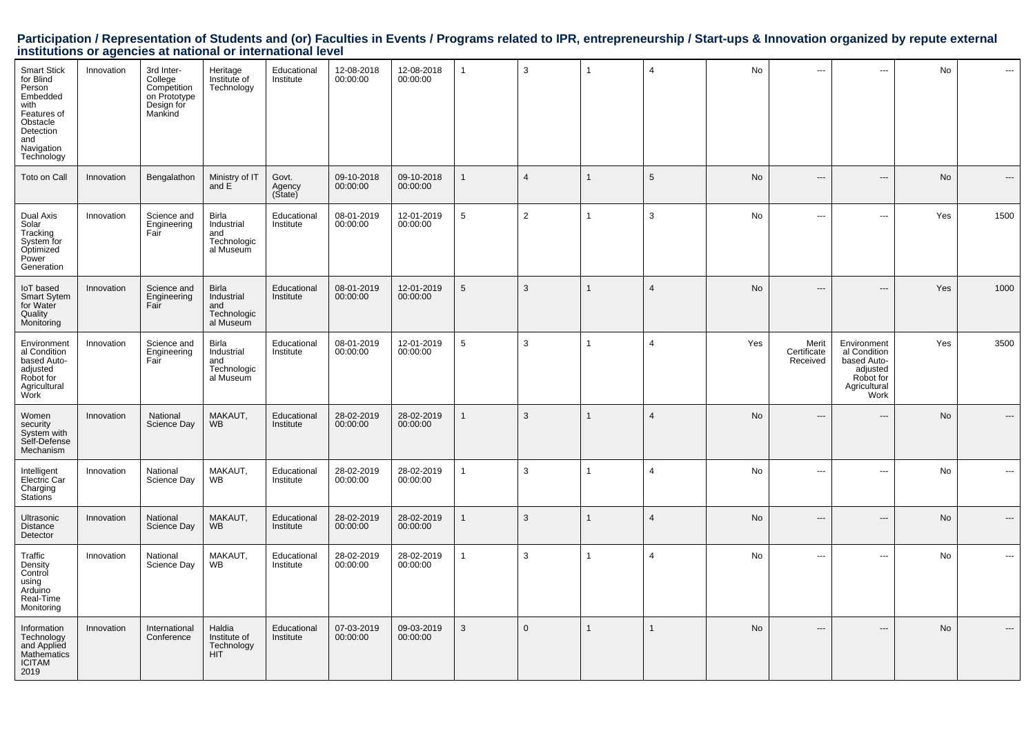## Participation / Representation of Students and (or) Faculties in Events / Programs related to IPR, entrepreneurship / Start-ups & Innovation organized by repute external institutions or agencies at national or international level

| | | | | | | | | | | | | | | | |
|---|---|---|---|---|---|---|---|---|---|---|---|---|---|---|---|
| Smart Stick for Blind Person Embedded with Features of Obstacle Detection and Navigation Technology | Innovation | 3rd Inter-College Competition on Prototype Design for Mankind | Heritage Institute of Technology | Educational Institute | 12-08-2018 00:00:00 | 12-08-2018 00:00:00 | 1 | 3 | 1 | 4 | No | --- | --- | No | --- |
| Toto on Call | Innovation | Bengalathon | Ministry of IT and E | Govt. Agency (State) | 09-10-2018 00:00:00 | 09-10-2018 00:00:00 | 1 | 4 | 1 | 5 | No | --- | --- | No | --- |
| Dual Axis Solar Tracking System for Optimized Power Generation | Innovation | Science and Engineering Fair | Birla Industrial and Technological Museum | Educational Institute | 08-01-2019 00:00:00 | 12-01-2019 00:00:00 | 5 | 2 | 1 | 3 | No | --- | --- | Yes | 1500 |
| IoT based Smart Sytem for Water Quality Monitoring | Innovation | Science and Engineering Fair | Birla Industrial and Technological Museum | Educational Institute | 08-01-2019 00:00:00 | 12-01-2019 00:00:00 | 5 | 3 | 1 | 4 | No | --- | --- | Yes | 1000 |
| Environmental Condition based Auto-adjusted Robot for Agricultural Work | Innovation | Science and Engineering Fair | Birla Industrial and Technological Museum | Educational Institute | 08-01-2019 00:00:00 | 12-01-2019 00:00:00 | 5 | 3 | 1 | 4 | Yes | Merit Certificate Received | Environmental Condition based Auto-adjusted Robot for Agricultural Work | Yes | 3500 |
| Women security System with Self-Defense Mechanism | Innovation | National Science Day | MAKAUT, WB | Educational Institute | 28-02-2019 00:00:00 | 28-02-2019 00:00:00 | 1 | 3 | 1 | 4 | No | --- | --- | No | --- |
| Intelligent Electric Car Charging Stations | Innovation | National Science Day | MAKAUT, WB | Educational Institute | 28-02-2019 00:00:00 | 28-02-2019 00:00:00 | 1 | 3 | 1 | 4 | No | --- | --- | No | --- |
| Ultrasonic Distance Detector | Innovation | National Science Day | MAKAUT, WB | Educational Institute | 28-02-2019 00:00:00 | 28-02-2019 00:00:00 | 1 | 3 | 1 | 4 | No | --- | --- | No | --- |
| Traffic Density Control using Arduino Real-Time Monitoring | Innovation | National Science Day | MAKAUT, WB | Educational Institute | 28-02-2019 00:00:00 | 28-02-2019 00:00:00 | 1 | 3 | 1 | 4 | No | --- | --- | No | --- |
| Information Technology and Applied Mathematics ICITAM 2019 | Innovation | International Conference | Haldia Institute of Technology HIT | Educational Institute | 07-03-2019 00:00:00 | 09-03-2019 00:00:00 | 3 | 0 | 1 | 1 | No | --- | --- | No | --- |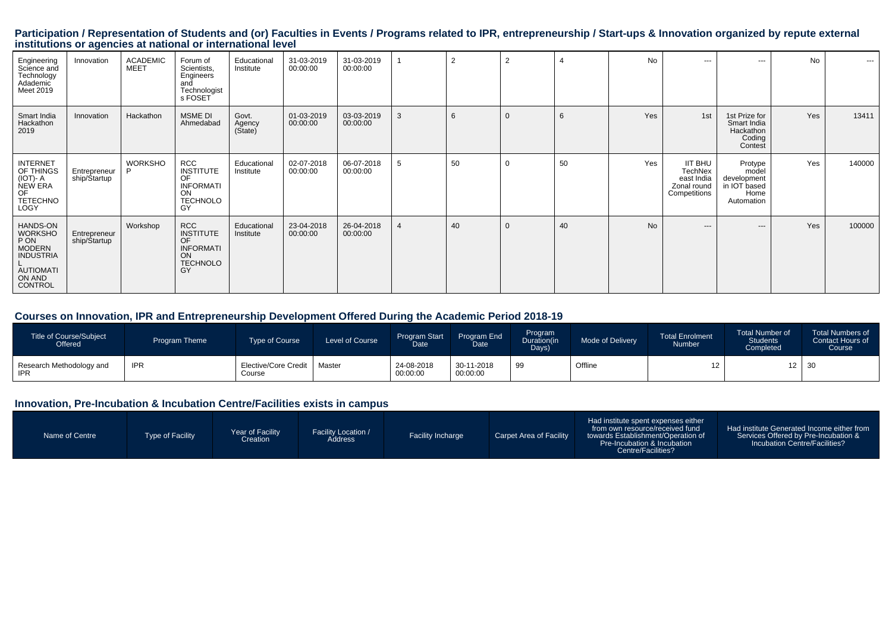## Participation / Representation of Students and (or) Faculties in Events / Programs related to IPR, entrepreneurship / Start-ups & Innovation organized by repute external institutions or agencies at national or international level

| | | | | | | | | | | | | | | | |
|---|---|---|---|---|---|---|---|---|---|---|---|---|---|---|---|
| Engineering Science and Technology Adademic Meet 2019 | Innovation | ACADEMIC MEET | Forum of Scientists, Engineers and Technologists FOSET | Educational Institute | 31-03-2019 00:00:00 | 31-03-2019 00:00:00 | 1 | 2 | 2 | 4 | No | --- | --- | No | --- |
| Smart India Hackathon 2019 | Innovation | Hackathon | MSME DI Ahmedabad | Govt. Agency (State) | 01-03-2019 00:00:00 | 03-03-2019 00:00:00 | 3 | 6 | 0 | 6 | Yes | 1st | 1st Prize for Smart India Hackathon Coding Contest | Yes | 13411 |
| INTERNET OF THINGS (IOT)- A NEW ERA OF TETECHNOLOGY | Entrepreneurship/Startup | WORKSHOP | RCC INSTITUTE OF INFORMATION TECHNOLOGY | Educational Institute | 02-07-2018 00:00:00 | 06-07-2018 00:00:00 | 5 | 50 | 0 | 50 | Yes | IIT BHU TechNex east India Zonal round Competitions | Protype model development in IOT based Home Automation | Yes | 140000 |
| HANDS-ON WORKSHOP ON MODERN INDUSTRIAL AUTIOMATION AND CONTROL | Entrepreneurship/Startup | Workshop | RCC INSTITUTE OF INFORMATION TECHNOLOGY | Educational Institute | 23-04-2018 00:00:00 | 26-04-2018 00:00:00 | 4 | 40 | 0 | 40 | No | --- | --- | Yes | 100000 |

## Courses on Innovation, IPR and Entrepreneurship Development Offered During the Academic Period 2018-19

| Title of Course/Subject Offered | Program Theme | Type of Course | Level of Course | Program Start Date | Program End Date | Program Duration(in Days) | Mode of Delivery | Total Enrolment Number | Total Number of Students Completed | Total Numbers of Contact Hours of Course |
|---|---|---|---|---|---|---|---|---|---|---|
| Research Methodology and IPR | IPR | Elective/Core Credit Course | Master | 24-08-2018 00:00:00 | 30-11-2018 00:00:00 | 99 | Offline | 12 | 12 | 30 |

## Innovation, Pre-Incubation & Incubation Centre/Facilities exists in campus

| Name of Centre | Type of Facility | Year of Facility Creation | Facility Location / Address | Facility Incharge | Carpet Area of Facility | Had institute spent expenses either from own resource/received fund towards Establishment/Operation of Pre-Incubation & Incubation Centre/Facilities? | Had institute Generated Income either from Services Offered by Pre-Incubation & Incubation Centre/Facilities? |
|---|---|---|---|---|---|---|---|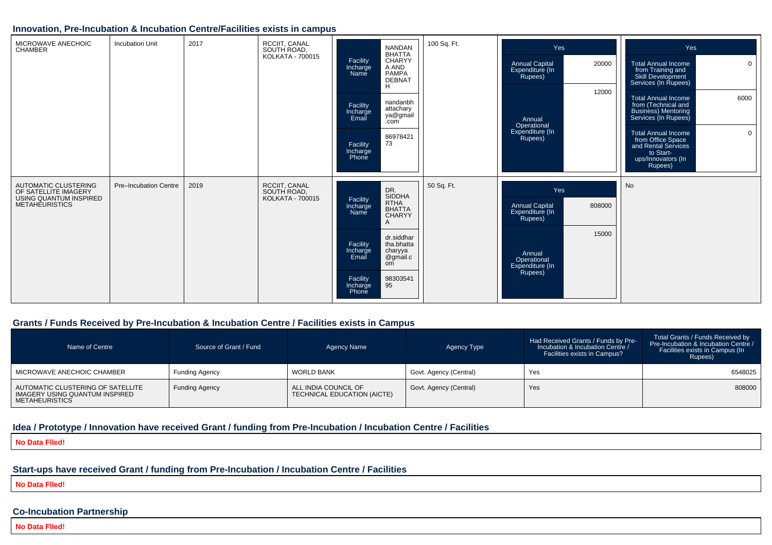## Innovation, Pre-Incubation & Incubation Centre/Facilities exists in campus

| | | | | | | | |
|---|---|---|---|---|---|---|---|
| MICROWAVE ANECHOIC CHAMBER | Incubation Unit | 2017 | RCCIIT, CANAL SOUTH ROAD, KOLKATA - 700015 | Facility Incharge Name: NANDAN BHATTACHARYYA AND PAMPA DEBNATH<br>Facility Incharge Email: nandanbhattacharyya@gmail.com<br>Facility Incharge Phone: 8697842173 | 100 Sq. Ft. | Yes<br>Annual Capital Expenditure (In Rupees): 20000<br>Annual Operational Expenditure (In Rupees): 12000 | Yes<br>Total Annual Income from Training and Skill Development Services (In Rupees): 0<br>Total Annual Income from (Technical and Business) Mentoring Services (In Rupees): 6000<br>Total Annual Income from Office Space and Rental Services to Start-ups/Innovators (In Rupees): 0 |
| AUTOMATIC CLUSTERING OF SATELLITE IMAGERY USING QUANTUM INSPIRED METAHEURISTICS | Pre–Incubation Centre | 2019 | RCCIIT, CANAL SOUTH ROAD, KOLKATA - 700015 | Facility Incharge Name: DR. SIDDHARTHA BHATTACHARYYA<br>Facility Incharge Email: dr.siddhartha.bhattacharyya@gmail.com<br>Facility Incharge Phone: 9830354195 | 50 Sq. Ft. | Yes<br>Annual Capital Expenditure (In Rupees): 808000<br>Annual Operational Expenditure (In Rupees): 15000 | No |

## Grants / Funds Received by Pre-Incubation & Incubation Centre / Facilities exists in Campus

| Name of Centre | Source of Grant / Fund | Agency Name | Agency Type | Had Received Grants / Funds by Pre-Incubation & Incubation Centre / Facilities exists in Campus? | Total Grants / Funds Received by Pre-Incubation & Incubation Centre / Facilities exists in Campus (In Rupees) |
|---|---|---|---|---|---|
| MICROWAVE ANECHOIC CHAMBER | Funding Agency | WORLD BANK | Govt. Agency (Central) | Yes | 6548025 |
| AUTOMATIC CLUSTERING OF SATELLITE IMAGERY USING QUANTUM INSPIRED METAHEURISTICS | Funding Agency | ALL INDIA COUNCIL OF TECHNICAL EDUCATION (AICTE) | Govt. Agency (Central) | Yes | 808000 |

## Idea / Prototype / Innovation have received Grant / funding from Pre-Incubation / Incubation Centre / Facilities

**No Data Flled!**

## Start-ups have received Grant / funding from Pre-Incubation / Incubation Centre / Facilities

**No Data Flled!**

## Co-Incubation Partnership

**No Data Flled!**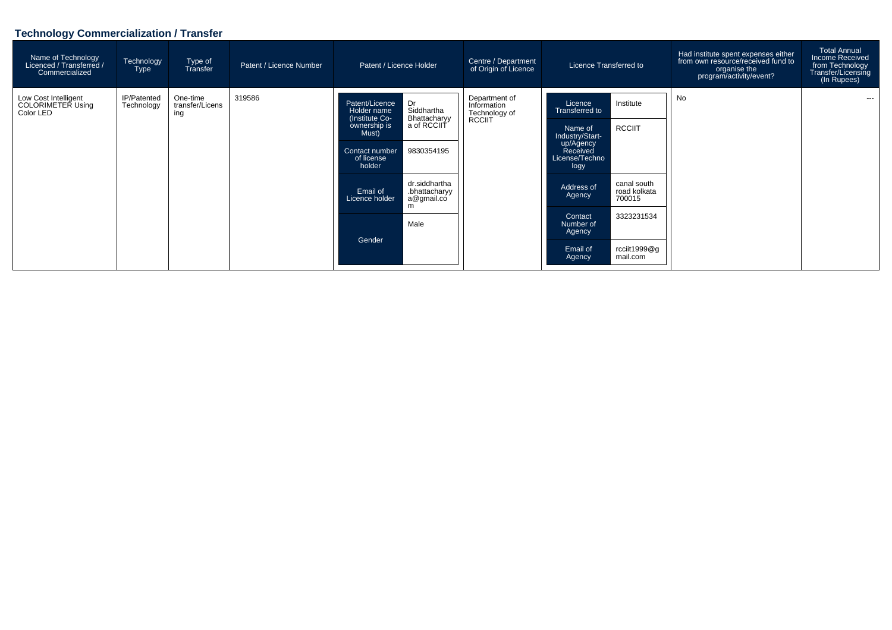## Technology Commercialization / Transfer

| Name of Technology Licenced / Transferred / Commercialized | Technology Type | Type of Transfer | Patent / Licence Number | Patent / Licence Holder | | Centre / Department of Origin of Licence | Licence Transferred to | | Had institute spent expenses either from own resource/received fund to organise the program/activity/event? | Total Annual Income Received from Technology Transfer/Licensing (In Rupees) |
|---|---|---|---|---|---|---|---|---|---|---|
| Low Cost Intelligent COLORIMETER Using Color LED | IP/Patented Technology | One-time transfer/Licensing | 319586 | Patent/Licence Holder name (Institute Co-ownership is Must) | Dr Siddhartha Bhattacharyya of RCCIIT | Department of Information Technology of RCCIIT | Licence Transferred to | Institute | No | --- |
| | | | | Contact number of license holder | 9830354195 | | Name of Industry/Start-up/Agency Received License/Technology | RCCIIT | | |
| | | | | Email of Licence holder | dr.siddhartha.bhattacharyya@gmail.com | | Address of Agency | canal south road kolkata 700015 | | |
| | | | | Gender | Male | | Contact Number of Agency | 3323231534 | | |
| | | | | | | | Email of Agency | rcciit1999@gmail.com | | |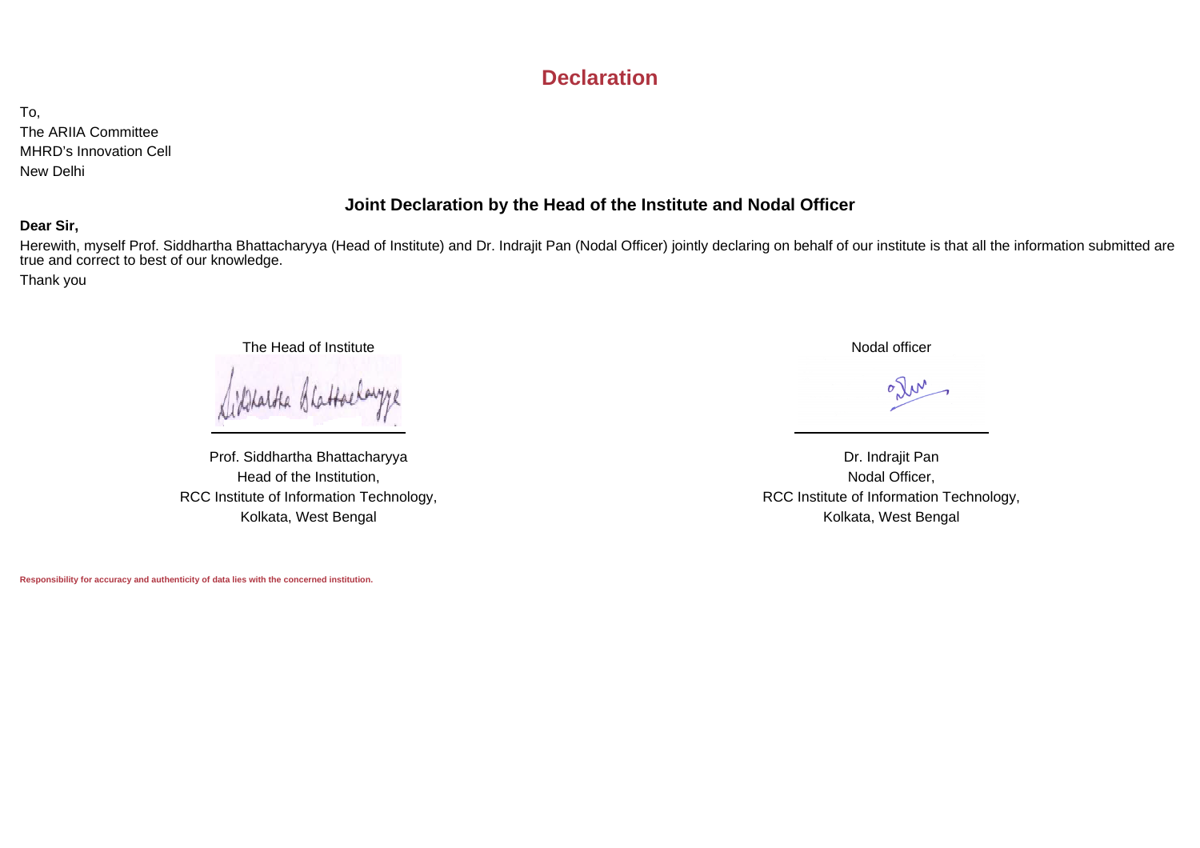# Declaration

To,
The ARIIA Committee
MHRD's Innovation Cell
New Delhi

## Joint Declaration by the Head of the Institute and Nodal Officer

**Dear Sir,**

Herewith, myself Prof. Siddhartha Bhattacharyya (Head of Institute) and Dr. Indrajit Pan (Nodal Officer) jointly declaring on behalf of our institute is that all the information submitted are true and correct to best of our knowledge.

Thank you

The Head of Institute

Prof. Siddhartha Bhattacharyya
Head of the Institution,
RCC Institute of Information Technology,
Kolkata, West Bengal

Nodal officer

Dr. Indrajit Pan
Nodal Officer,
RCC Institute of Information Technology,
Kolkata, West Bengal

**Responsibility for accuracy and authenticity of data lies with the concerned institution.**